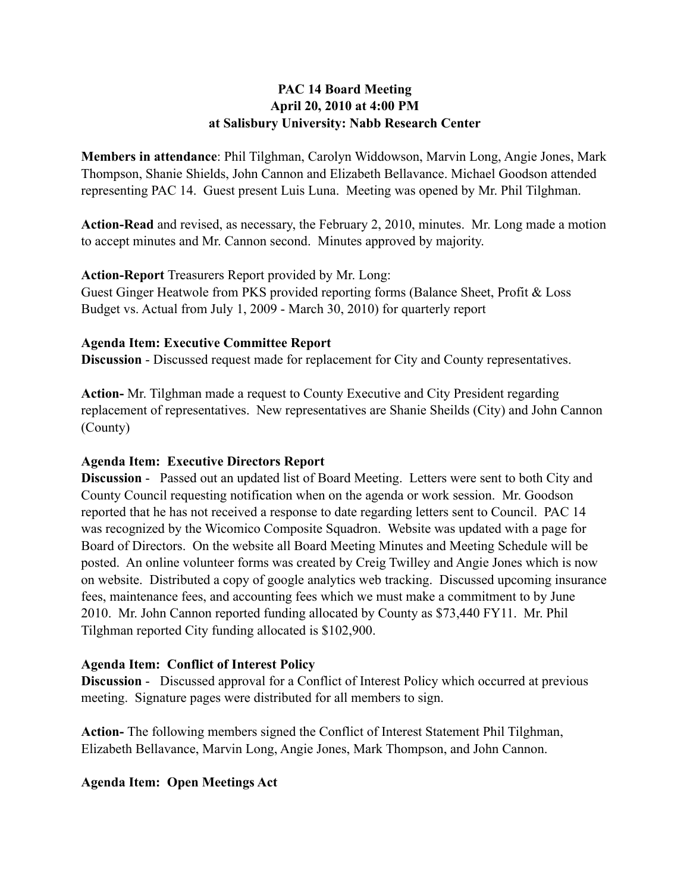**PAC 14 Board Meeting**
**April 20, 2010 at 4:00 PM**
**at Salisbury University: Nabb Research Center**

**Members in attendance**: Phil Tilghman, Carolyn Widdowson, Marvin Long, Angie Jones, Mark Thompson, Shanie Shields, John Cannon and Elizabeth Bellavance. Michael Goodson attended representing PAC 14. Guest present Luis Luna. Meeting was opened by Mr. Phil Tilghman.

**Action-Read** and revised, as necessary, the February 2, 2010, minutes. Mr. Long made a motion to accept minutes and Mr. Cannon second. Minutes approved by majority.

**Action-Report** Treasurers Report provided by Mr. Long:
Guest Ginger Heatwole from PKS provided reporting forms (Balance Sheet, Profit & Loss Budget vs. Actual from July 1, 2009 - March 30, 2010) for quarterly report

**Agenda Item: Executive Committee Report**
**Discussion** - Discussed request made for replacement for City and County representatives.

**Action-** Mr. Tilghman made a request to County Executive and City President regarding replacement of representatives. New representatives are Shanie Sheilds (City) and John Cannon (County)

**Agenda Item: Executive Directors Report**
**Discussion** - Passed out an updated list of Board Meeting. Letters were sent to both City and County Council requesting notification when on the agenda or work session. Mr. Goodson reported that he has not received a response to date regarding letters sent to Council. PAC 14 was recognized by the Wicomico Composite Squadron. Website was updated with a page for Board of Directors. On the website all Board Meeting Minutes and Meeting Schedule will be posted. An online volunteer forms was created by Creig Twilley and Angie Jones which is now on website. Distributed a copy of google analytics web tracking. Discussed upcoming insurance fees, maintenance fees, and accounting fees which we must make a commitment to by June 2010. Mr. John Cannon reported funding allocated by County as $73,440 FY11. Mr. Phil Tilghman reported City funding allocated is $102,900.

**Agenda Item: Conflict of Interest Policy**
**Discussion** - Discussed approval for a Conflict of Interest Policy which occurred at previous meeting. Signature pages were distributed for all members to sign.

**Action-** The following members signed the Conflict of Interest Statement Phil Tilghman, Elizabeth Bellavance, Marvin Long, Angie Jones, Mark Thompson, and John Cannon.

**Agenda Item: Open Meetings Act**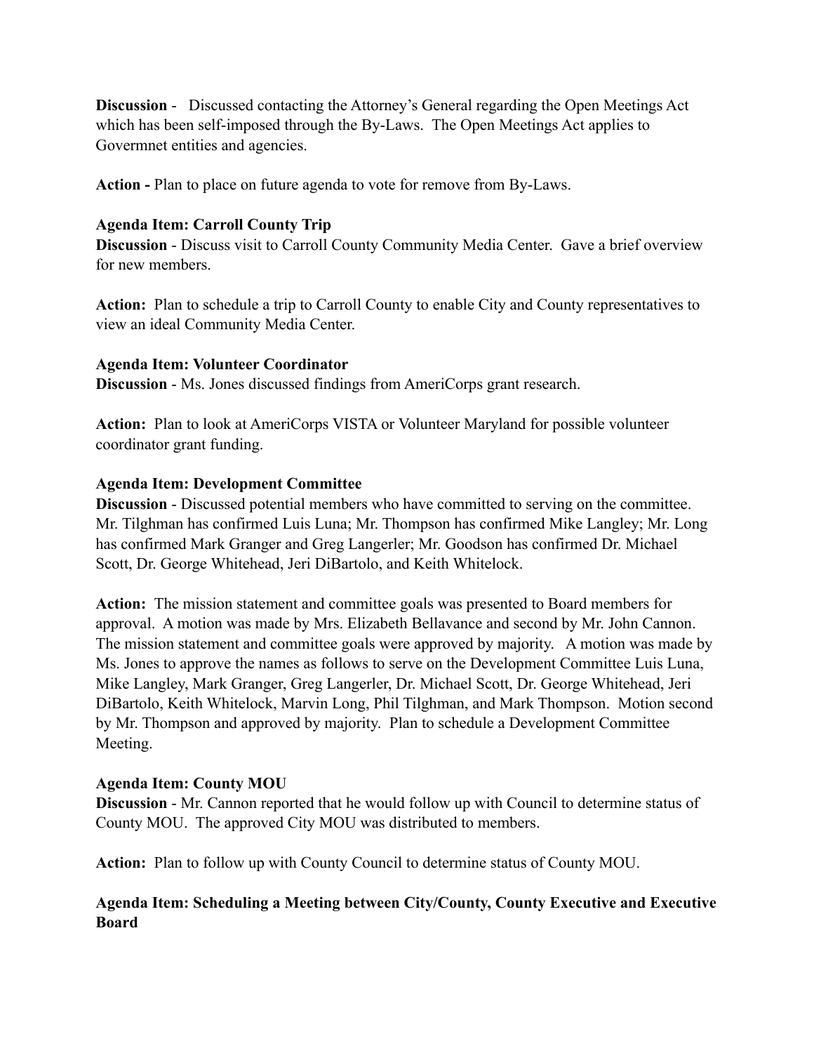**Discussion** - Discussed contacting the Attorney's General regarding the Open Meetings Act which has been self-imposed through the By-Laws. The Open Meetings Act applies to Govermnet entities and agencies.

**Action -** Plan to place on future agenda to vote for remove from By-Laws.

**Agenda Item: Carroll County Trip**
**Discussion** - Discuss visit to Carroll County Community Media Center. Gave a brief overview for new members.

**Action:** Plan to schedule a trip to Carroll County to enable City and County representatives to view an ideal Community Media Center.

**Agenda Item: Volunteer Coordinator**
**Discussion** - Ms. Jones discussed findings from AmeriCorps grant research.

**Action:** Plan to look at AmeriCorps VISTA or Volunteer Maryland for possible volunteer coordinator grant funding.

**Agenda Item: Development Committee**
**Discussion** - Discussed potential members who have committed to serving on the committee. Mr. Tilghman has confirmed Luis Luna; Mr. Thompson has confirmed Mike Langley; Mr. Long has confirmed Mark Granger and Greg Langerler; Mr. Goodson has confirmed Dr. Michael Scott, Dr. George Whitehead, Jeri DiBartolo, and Keith Whitelock.

**Action:** The mission statement and committee goals was presented to Board members for approval. A motion was made by Mrs. Elizabeth Bellavance and second by Mr. John Cannon. The mission statement and committee goals were approved by majority. A motion was made by Ms. Jones to approve the names as follows to serve on the Development Committee Luis Luna, Mike Langley, Mark Granger, Greg Langerler, Dr. Michael Scott, Dr. George Whitehead, Jeri DiBartolo, Keith Whitelock, Marvin Long, Phil Tilghman, and Mark Thompson. Motion second by Mr. Thompson and approved by majority. Plan to schedule a Development Committee Meeting.

**Agenda Item: County MOU**
**Discussion** - Mr. Cannon reported that he would follow up with Council to determine status of County MOU. The approved City MOU was distributed to members.

**Action:** Plan to follow up with County Council to determine status of County MOU.

**Agenda Item: Scheduling a Meeting between City/County, County Executive and Executive Board**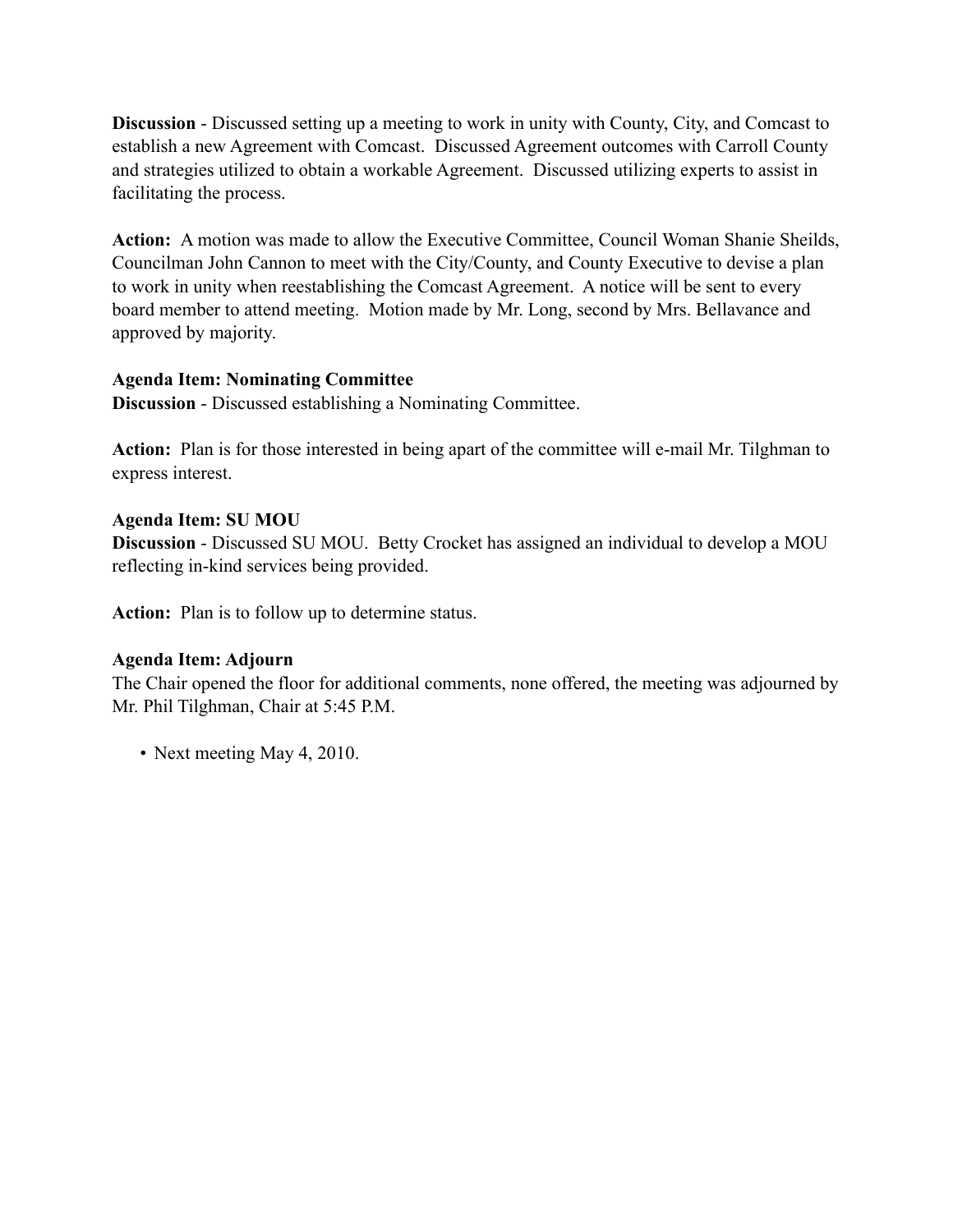**Discussion** - Discussed setting up a meeting to work in unity with County, City, and Comcast to establish a new Agreement with Comcast. Discussed Agreement outcomes with Carroll County and strategies utilized to obtain a workable Agreement. Discussed utilizing experts to assist in facilitating the process.

**Action:** A motion was made to allow the Executive Committee, Council Woman Shanie Sheilds, Councilman John Cannon to meet with the City/County, and County Executive to devise a plan to work in unity when reestablishing the Comcast Agreement. A notice will be sent to every board member to attend meeting. Motion made by Mr. Long, second by Mrs. Bellavance and approved by majority.

**Agenda Item: Nominating Committee**
**Discussion** - Discussed establishing a Nominating Committee.

**Action:** Plan is for those interested in being apart of the committee will e-mail Mr. Tilghman to express interest.

**Agenda Item: SU MOU**
**Discussion** - Discussed SU MOU. Betty Crocket has assigned an individual to develop a MOU reflecting in-kind services being provided.

**Action:** Plan is to follow up to determine status.

**Agenda Item: Adjourn**
The Chair opened the floor for additional comments, none offered, the meeting was adjourned by Mr. Phil Tilghman, Chair at 5:45 P.M.

- Next meeting May 4, 2010.